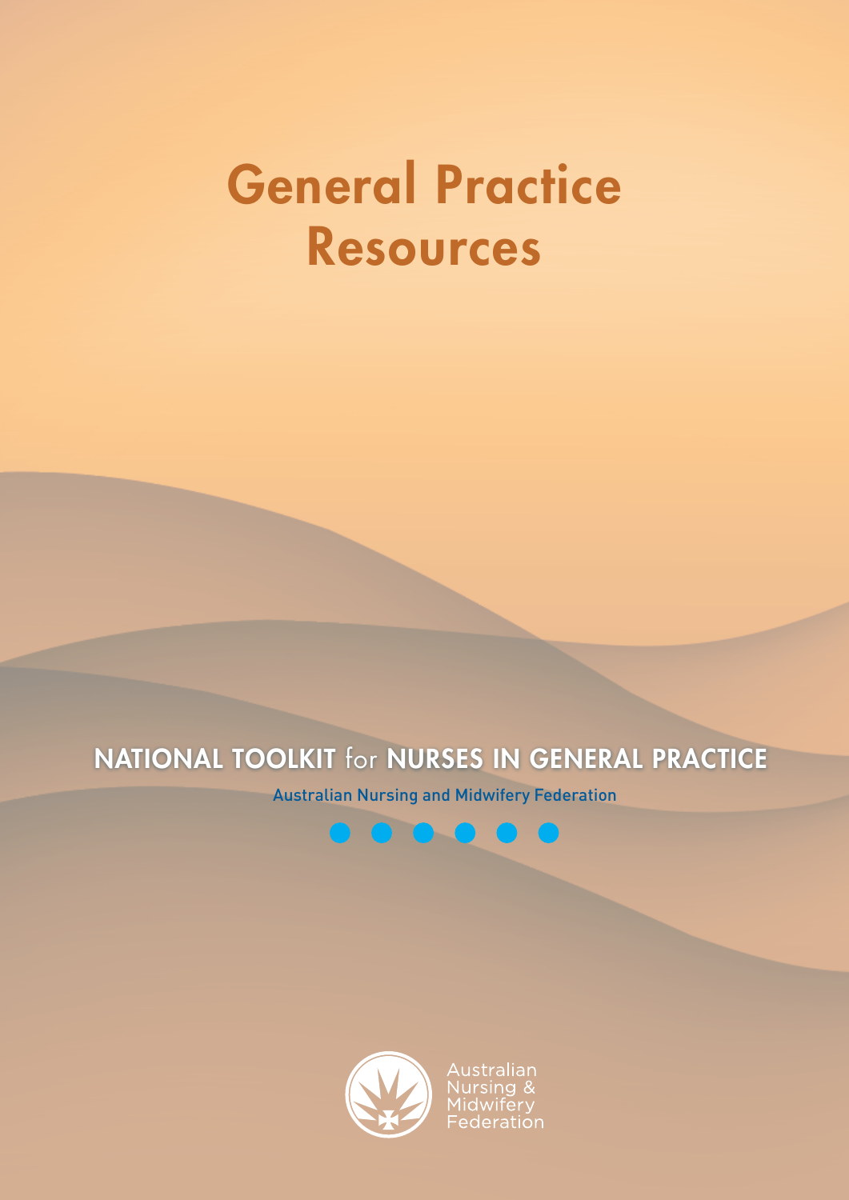# General Practice Resources

## NATIONAL TOOLKIT for NURSES IN GENERAL PRACTICE

Australian Nursing and Midwifery Federation

Australian Nursing & Midwifery Federation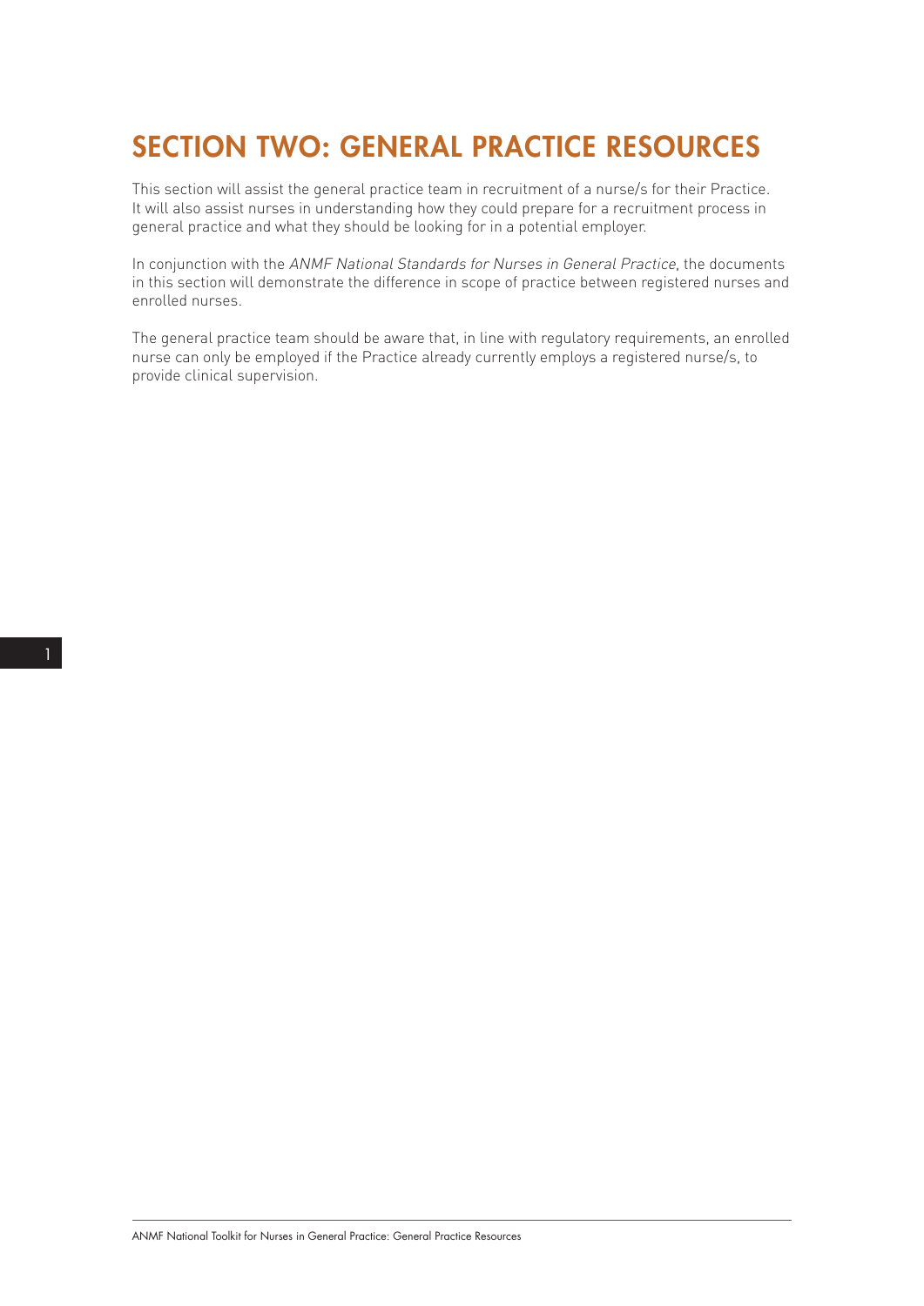# SECTION TWO: GENERAL PRACTICE RESOURCES

This section will assist the general practice team in recruitment of a nurse/s for their Practice. It will also assist nurses in understanding how they could prepare for a recruitment process in general practice and what they should be looking for in a potential employer.

In conjunction with the *ANMF National Standards for Nurses in General Practice*, the documents in this section will demonstrate the difference in scope of practice between registered nurses and enrolled nurses.

The general practice team should be aware that, in line with regulatory requirements, an enrolled nurse can only be employed if the Practice already currently employs a registered nurse/s, to provide clinical supervision.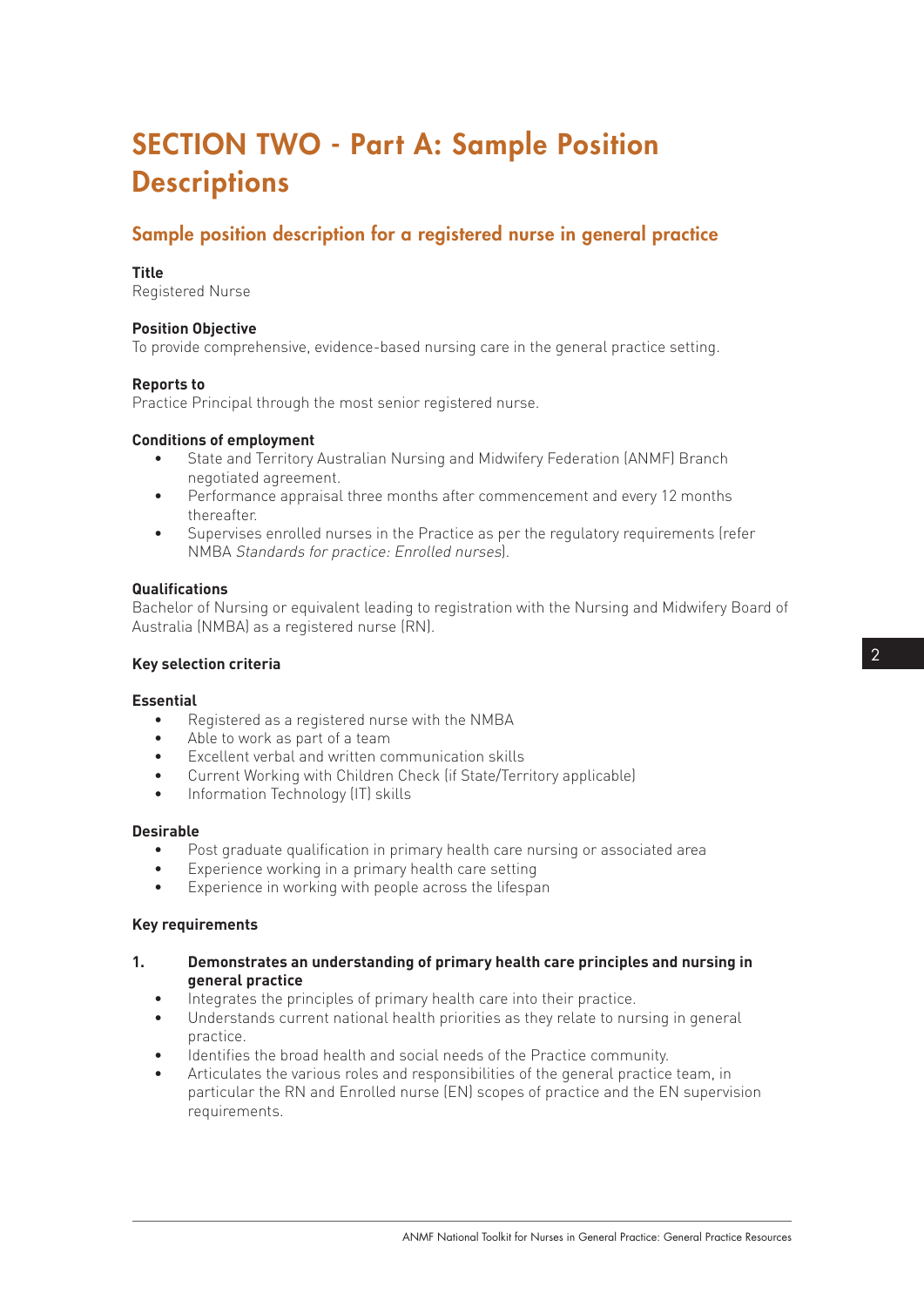# SECTION TWO - Part A: Sample Position Descriptions

## Sample position description for a registered nurse in general practice

**Title**
Registered Nurse

**Position Objective**
To provide comprehensive, evidence-based nursing care in the general practice setting.

**Reports to**
Practice Principal through the most senior registered nurse.

**Conditions of employment**

- State and Territory Australian Nursing and Midwifery Federation (ANMF) Branch negotiated agreement.
- Performance appraisal three months after commencement and every 12 months thereafter.
- Supervises enrolled nurses in the Practice as per the regulatory requirements (refer NMBA *Standards for practice: Enrolled nurses*).

**Qualifications**
Bachelor of Nursing or equivalent leading to registration with the Nursing and Midwifery Board of Australia (NMBA) as a registered nurse (RN).

**Key selection criteria**

**Essential**

- Registered as a registered nurse with the NMBA
- Able to work as part of a team
- Excellent verbal and written communication skills
- Current Working with Children Check (if State/Territory applicable)
- Information Technology (IT) skills

**Desirable**

- Post graduate qualification in primary health care nursing or associated area
- Experience working in a primary health care setting
- Experience in working with people across the lifespan

**Key requirements**

1. **Demonstrates an understanding of primary health care principles and nursing in general practice**
   - Integrates the principles of primary health care into their practice.
   - Understands current national health priorities as they relate to nursing in general practice.
   - Identifies the broad health and social needs of the Practice community.
   - Articulates the various roles and responsibilities of the general practice team, in particular the RN and Enrolled nurse (EN) scopes of practice and the EN supervision requirements.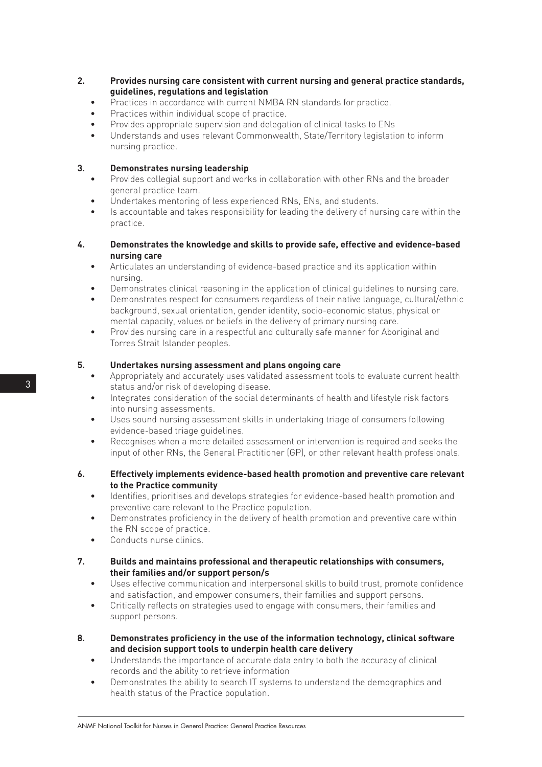2. **Provides nursing care consistent with current nursing and general practice standards, guidelines, regulations and legislation**
   - Practices in accordance with current NMBA RN standards for practice.
   - Practices within individual scope of practice.
   - Provides appropriate supervision and delegation of clinical tasks to ENs
   - Understands and uses relevant Commonwealth, State/Territory legislation to inform nursing practice.

3. **Demonstrates nursing leadership**
   - Provides collegial support and works in collaboration with other RNs and the broader general practice team.
   - Undertakes mentoring of less experienced RNs, ENs, and students.
   - Is accountable and takes responsibility for leading the delivery of nursing care within the practice.

4. **Demonstrates the knowledge and skills to provide safe, effective and evidence-based nursing care**
   - Articulates an understanding of evidence-based practice and its application within nursing.
   - Demonstrates clinical reasoning in the application of clinical guidelines to nursing care.
   - Demonstrates respect for consumers regardless of their native language, cultural/ethnic background, sexual orientation, gender identity, socio-economic status, physical or mental capacity, values or beliefs in the delivery of primary nursing care.
   - Provides nursing care in a respectful and culturally safe manner for Aboriginal and Torres Strait Islander peoples.

5. **Undertakes nursing assessment and plans ongoing care**
   - Appropriately and accurately uses validated assessment tools to evaluate current health status and/or risk of developing disease.
   - Integrates consideration of the social determinants of health and lifestyle risk factors into nursing assessments.
   - Uses sound nursing assessment skills in undertaking triage of consumers following evidence-based triage guidelines.
   - Recognises when a more detailed assessment or intervention is required and seeks the input of other RNs, the General Practitioner (GP), or other relevant health professionals.

6. **Effectively implements evidence-based health promotion and preventive care relevant to the Practice community**
   - Identifies, prioritises and develops strategies for evidence-based health promotion and preventive care relevant to the Practice population.
   - Demonstrates proficiency in the delivery of health promotion and preventive care within the RN scope of practice.
   - Conducts nurse clinics.

7. **Builds and maintains professional and therapeutic relationships with consumers, their families and/or support person/s**
   - Uses effective communication and interpersonal skills to build trust, promote confidence and satisfaction, and empower consumers, their families and support persons.
   - Critically reflects on strategies used to engage with consumers, their families and support persons.

8. **Demonstrates proficiency in the use of the information technology, clinical software and decision support tools to underpin health care delivery**
   - Understands the importance of accurate data entry to both the accuracy of clinical records and the ability to retrieve information
   - Demonstrates the ability to search IT systems to understand the demographics and health status of the Practice population.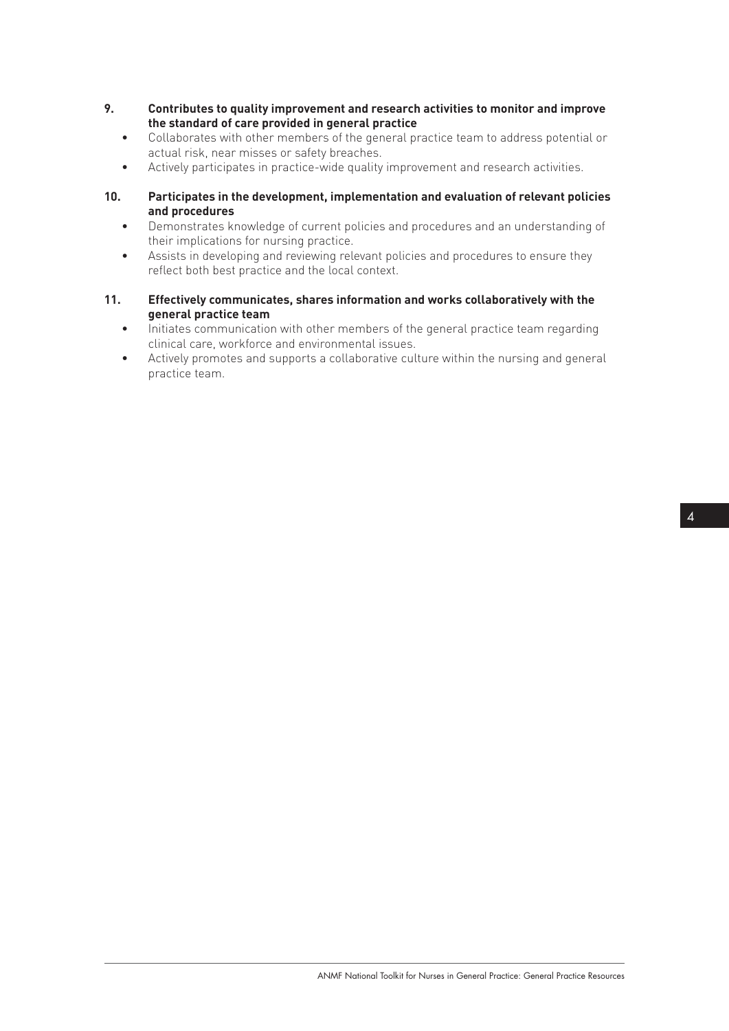9. **Contributes to quality improvement and research activities to monitor and improve the standard of care provided in general practice**
   - Collaborates with other members of the general practice team to address potential or actual risk, near misses or safety breaches.
   - Actively participates in practice-wide quality improvement and research activities.

10. **Participates in the development, implementation and evaluation of relevant policies and procedures**
    - Demonstrates knowledge of current policies and procedures and an understanding of their implications for nursing practice.
    - Assists in developing and reviewing relevant policies and procedures to ensure they reflect both best practice and the local context.

11. **Effectively communicates, shares information and works collaboratively with the general practice team**
    - Initiates communication with other members of the general practice team regarding clinical care, workforce and environmental issues.
    - Actively promotes and supports a collaborative culture within the nursing and general practice team.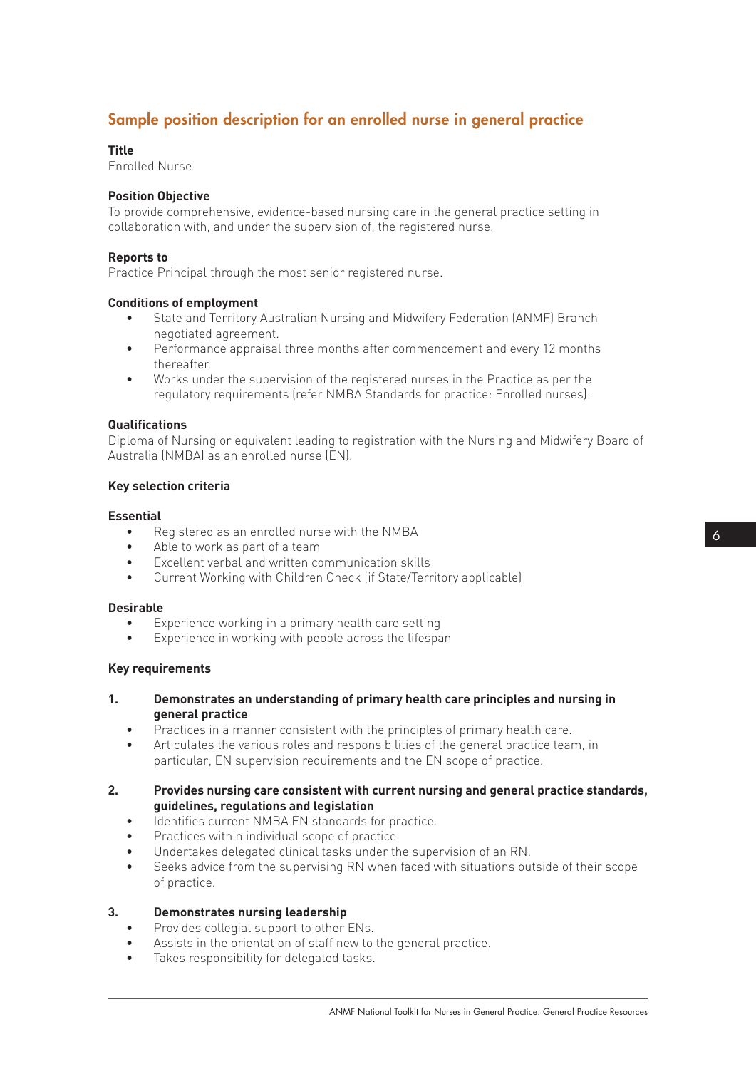## Sample position description for an enrolled nurse in general practice

**Title**
Enrolled Nurse

**Position Objective**
To provide comprehensive, evidence-based nursing care in the general practice setting in collaboration with, and under the supervision of, the registered nurse.

**Reports to**
Practice Principal through the most senior registered nurse.

**Conditions of employment**

- State and Territory Australian Nursing and Midwifery Federation (ANMF) Branch negotiated agreement.
- Performance appraisal three months after commencement and every 12 months thereafter.
- Works under the supervision of the registered nurses in the Practice as per the regulatory requirements (refer NMBA Standards for practice: Enrolled nurses).

**Qualifications**
Diploma of Nursing or equivalent leading to registration with the Nursing and Midwifery Board of Australia (NMBA) as an enrolled nurse (EN).

**Key selection criteria**

**Essential**

- Registered as an enrolled nurse with the NMBA
- Able to work as part of a team
- Excellent verbal and written communication skills
- Current Working with Children Check (if State/Territory applicable)

**Desirable**

- Experience working in a primary health care setting
- Experience in working with people across the lifespan

**Key requirements**

**1. Demonstrates an understanding of primary health care principles and nursing in general practice**

- Practices in a manner consistent with the principles of primary health care.
- Articulates the various roles and responsibilities of the general practice team, in particular, EN supervision requirements and the EN scope of practice.

**2. Provides nursing care consistent with current nursing and general practice standards, guidelines, regulations and legislation**

- Identifies current NMBA EN standards for practice.
- Practices within individual scope of practice.
- Undertakes delegated clinical tasks under the supervision of an RN.
- Seeks advice from the supervising RN when faced with situations outside of their scope of practice.

**3. Demonstrates nursing leadership**

- Provides collegial support to other ENs.
- Assists in the orientation of staff new to the general practice.
- Takes responsibility for delegated tasks.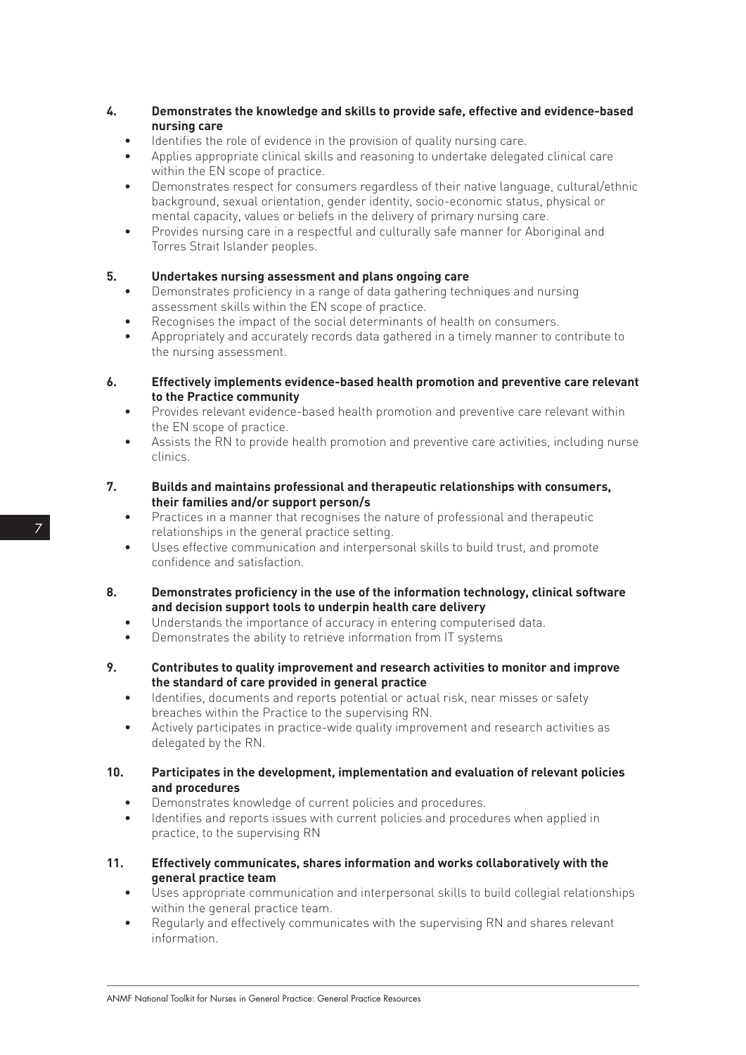4. **Demonstrates the knowledge and skills to provide safe, effective and evidence-based nursing care**
   - Identifies the role of evidence in the provision of quality nursing care.
   - Applies appropriate clinical skills and reasoning to undertake delegated clinical care within the EN scope of practice.
   - Demonstrates respect for consumers regardless of their native language, cultural/ethnic background, sexual orientation, gender identity, socio-economic status, physical or mental capacity, values or beliefs in the delivery of primary nursing care.
   - Provides nursing care in a respectful and culturally safe manner for Aboriginal and Torres Strait Islander peoples.

5. **Undertakes nursing assessment and plans ongoing care**
   - Demonstrates proficiency in a range of data gathering techniques and nursing assessment skills within the EN scope of practice.
   - Recognises the impact of the social determinants of health on consumers.
   - Appropriately and accurately records data gathered in a timely manner to contribute to the nursing assessment.

6. **Effectively implements evidence-based health promotion and preventive care relevant to the Practice community**
   - Provides relevant evidence-based health promotion and preventive care relevant within the EN scope of practice.
   - Assists the RN to provide health promotion and preventive care activities, including nurse clinics.

7. **Builds and maintains professional and therapeutic relationships with consumers, their families and/or support person/s**
   - Practices in a manner that recognises the nature of professional and therapeutic relationships in the general practice setting.
   - Uses effective communication and interpersonal skills to build trust, and promote confidence and satisfaction.

8. **Demonstrates proficiency in the use of the information technology, clinical software and decision support tools to underpin health care delivery**
   - Understands the importance of accuracy in entering computerised data.
   - Demonstrates the ability to retrieve information from IT systems

9. **Contributes to quality improvement and research activities to monitor and improve the standard of care provided in general practice**
   - Identifies, documents and reports potential or actual risk, near misses or safety breaches within the Practice to the supervising RN.
   - Actively participates in practice-wide quality improvement and research activities as delegated by the RN.

10. **Participates in the development, implementation and evaluation of relevant policies and procedures**
    - Demonstrates knowledge of current policies and procedures.
    - Identifies and reports issues with current policies and procedures when applied in practice, to the supervising RN

11. **Effectively communicates, shares information and works collaboratively with the general practice team**
    - Uses appropriate communication and interpersonal skills to build collegial relationships within the general practice team.
    - Regularly and effectively communicates with the supervising RN and shares relevant information.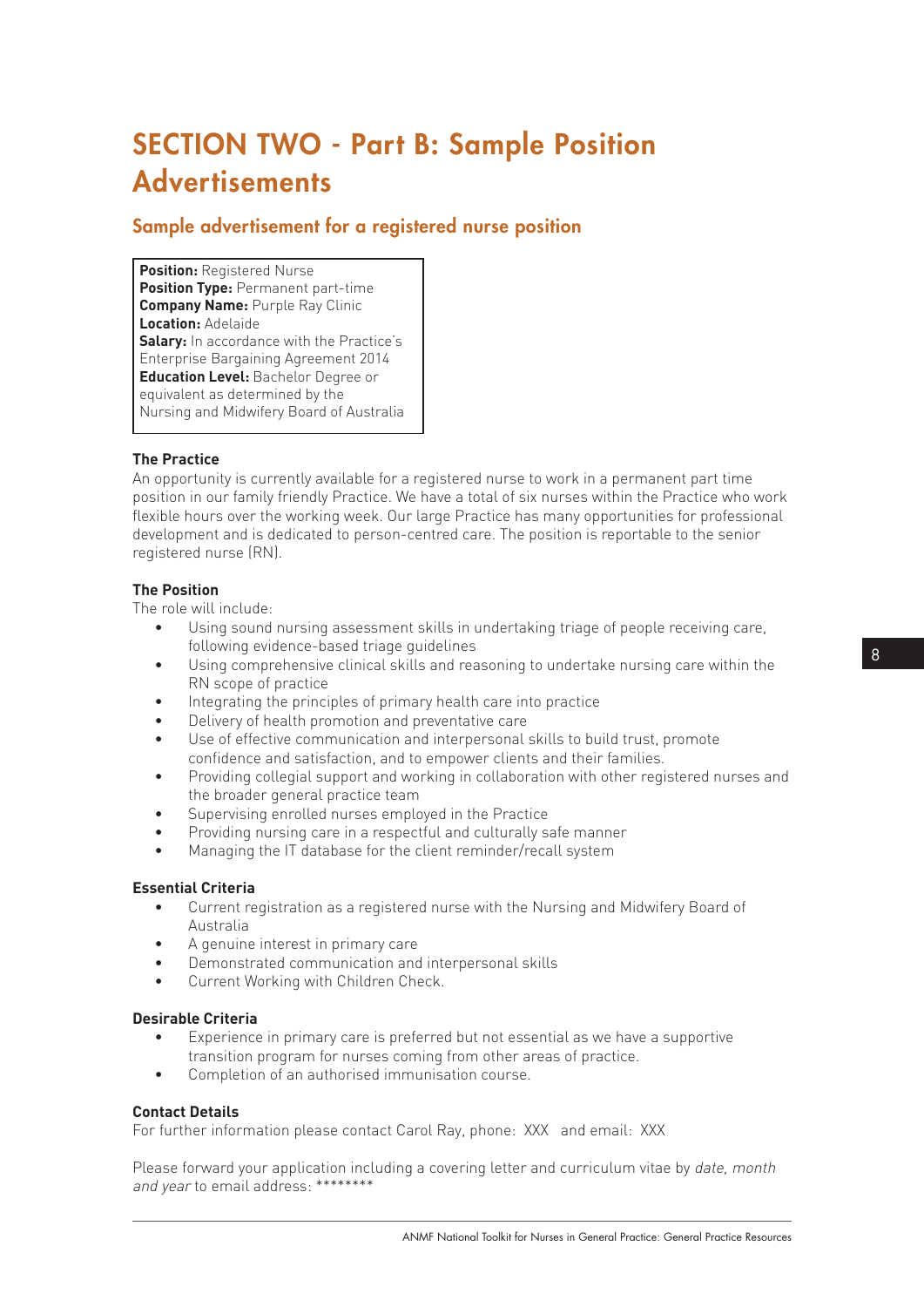# SECTION TWO - Part B: Sample Position Advertisements

## Sample advertisement for a registered nurse position

**Position:** Registered Nurse
**Position Type:** Permanent part-time
**Company Name:** Purple Ray Clinic
**Location:** Adelaide
**Salary:** In accordance with the Practice's Enterprise Bargaining Agreement 2014
**Education Level:** Bachelor Degree or equivalent as determined by the Nursing and Midwifery Board of Australia

### The Practice

An opportunity is currently available for a registered nurse to work in a permanent part time position in our family friendly Practice. We have a total of six nurses within the Practice who work flexible hours over the working week. Our large Practice has many opportunities for professional development and is dedicated to person-centred care. The position is reportable to the senior registered nurse (RN).

### The Position

The role will include:

- Using sound nursing assessment skills in undertaking triage of people receiving care, following evidence-based triage guidelines
- Using comprehensive clinical skills and reasoning to undertake nursing care within the RN scope of practice
- Integrating the principles of primary health care into practice
- Delivery of health promotion and preventative care
- Use of effective communication and interpersonal skills to build trust, promote confidence and satisfaction, and to empower clients and their families.
- Providing collegial support and working in collaboration with other registered nurses and the broader general practice team
- Supervising enrolled nurses employed in the Practice
- Providing nursing care in a respectful and culturally safe manner
- Managing the IT database for the client reminder/recall system

### Essential Criteria

- Current registration as a registered nurse with the Nursing and Midwifery Board of Australia
- A genuine interest in primary care
- Demonstrated communication and interpersonal skills
- Current Working with Children Check.

### Desirable Criteria

- Experience in primary care is preferred but not essential as we have a supportive transition program for nurses coming from other areas of practice.
- Completion of an authorised immunisation course.

### Contact Details

For further information please contact Carol Ray, phone: XXX and email: XXX

Please forward your application including a covering letter and curriculum vitae by *date, month and year* to email address: ********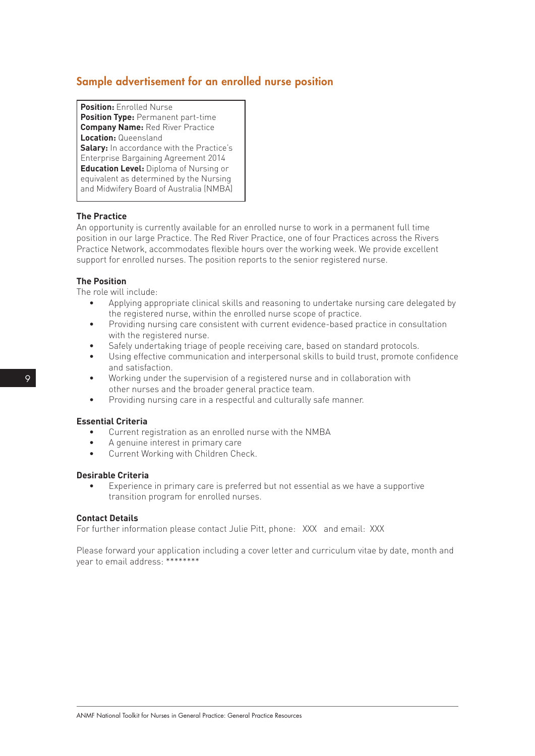## Sample advertisement for an enrolled nurse position

**Position:** Enrolled Nurse
**Position Type:** Permanent part-time
**Company Name:** Red River Practice
**Location:** Queensland
**Salary:** In accordance with the Practice's Enterprise Bargaining Agreement 2014
**Education Level:** Diploma of Nursing or equivalent as determined by the Nursing and Midwifery Board of Australia (NMBA)

**The Practice**

An opportunity is currently available for an enrolled nurse to work in a permanent full time position in our large Practice. The Red River Practice, one of four Practices across the Rivers Practice Network, accommodates flexible hours over the working week. We provide excellent support for enrolled nurses. The position reports to the senior registered nurse.

**The Position**

The role will include:

- Applying appropriate clinical skills and reasoning to undertake nursing care delegated by the registered nurse, within the enrolled nurse scope of practice.
- Providing nursing care consistent with current evidence-based practice in consultation with the registered nurse.
- Safely undertaking triage of people receiving care, based on standard protocols.
- Using effective communication and interpersonal skills to build trust, promote confidence and satisfaction.
- Working under the supervision of a registered nurse and in collaboration with other nurses and the broader general practice team.
- Providing nursing care in a respectful and culturally safe manner.

**Essential Criteria**

- Current registration as an enrolled nurse with the NMBA
- A genuine interest in primary care
- Current Working with Children Check.

**Desirable Criteria**

- Experience in primary care is preferred but not essential as we have a supportive transition program for enrolled nurses.

**Contact Details**

For further information please contact Julie Pitt, phone: XXX and email: XXX

Please forward your application including a cover letter and curriculum vitae by date, month and year to email address: ********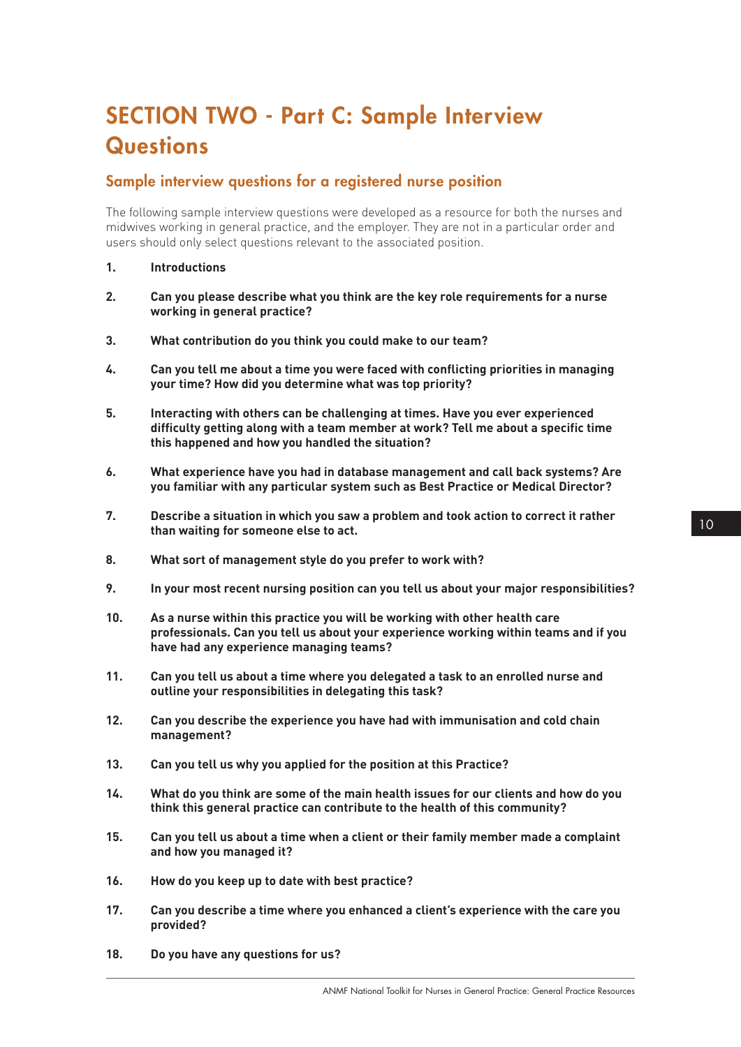# SECTION TWO - Part C: Sample Interview Questions

## Sample interview questions for a registered nurse position

The following sample interview questions were developed as a resource for both the nurses and midwives working in general practice, and the employer. They are not in a particular order and users should only select questions relevant to the associated position.

1. **Introductions**

2. **Can you please describe what you think are the key role requirements for a nurse working in general practice?**

3. **What contribution do you think you could make to our team?**

4. **Can you tell me about a time you were faced with conflicting priorities in managing your time? How did you determine what was top priority?**

5. **Interacting with others can be challenging at times. Have you ever experienced difficulty getting along with a team member at work? Tell me about a specific time this happened and how you handled the situation?**

6. **What experience have you had in database management and call back systems? Are you familiar with any particular system such as Best Practice or Medical Director?**

7. **Describe a situation in which you saw a problem and took action to correct it rather than waiting for someone else to act.**

8. **What sort of management style do you prefer to work with?**

9. **In your most recent nursing position can you tell us about your major responsibilities?**

10. **As a nurse within this practice you will be working with other health care professionals. Can you tell us about your experience working within teams and if you have had any experience managing teams?**

11. **Can you tell us about a time where you delegated a task to an enrolled nurse and outline your responsibilities in delegating this task?**

12. **Can you describe the experience you have had with immunisation and cold chain management?**

13. **Can you tell us why you applied for the position at this Practice?**

14. **What do you think are some of the main health issues for our clients and how do you think this general practice can contribute to the health of this community?**

15. **Can you tell us about a time when a client or their family member made a complaint and how you managed it?**

16. **How do you keep up to date with best practice?**

17. **Can you describe a time where you enhanced a client's experience with the care you provided?**

18. **Do you have any questions for us?**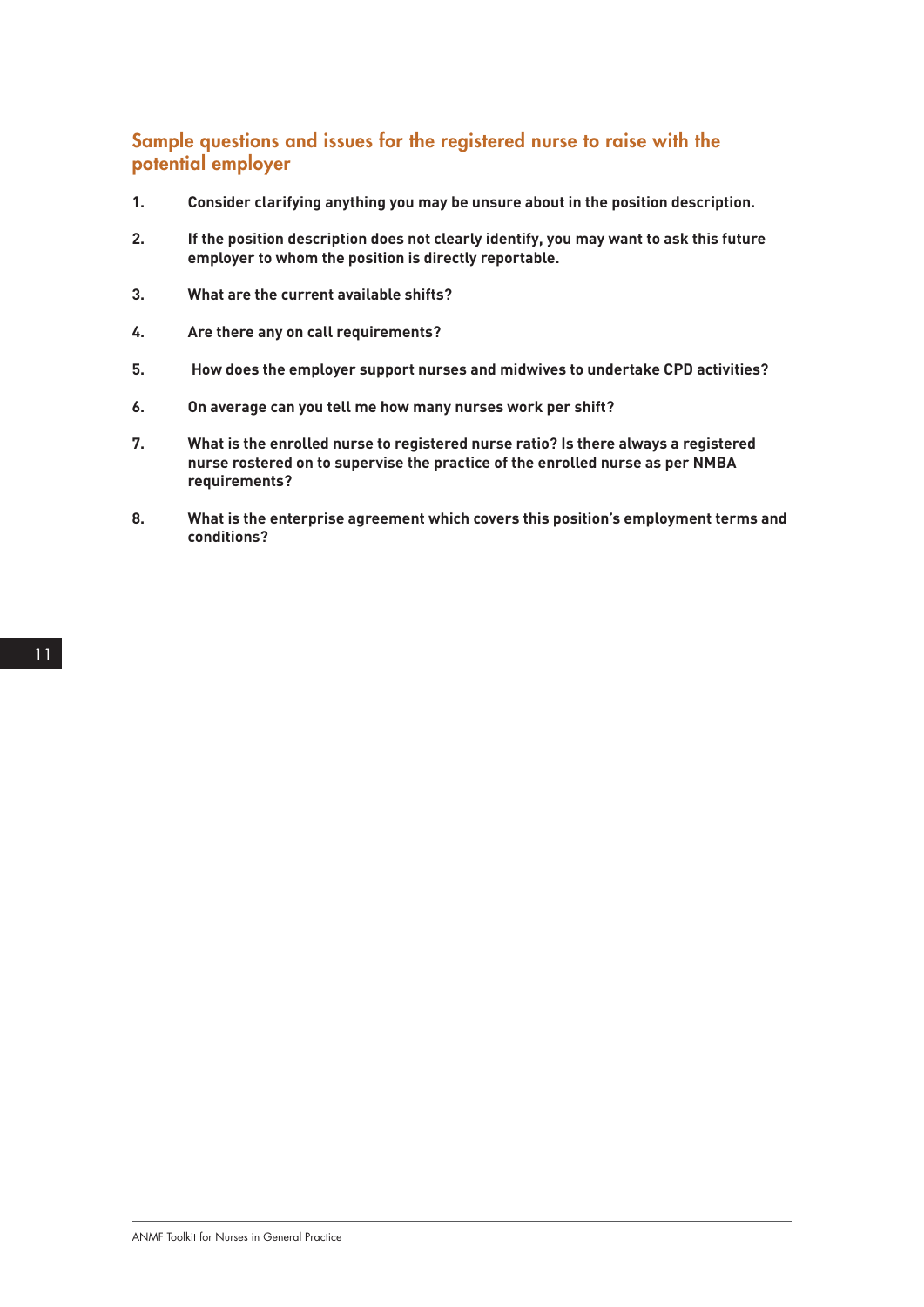## Sample questions and issues for the registered nurse to raise with the potential employer

1. **Consider clarifying anything you may be unsure about in the position description.**
2. **If the position description does not clearly identify, you may want to ask this future employer to whom the position is directly reportable.**
3. **What are the current available shifts?**
4. **Are there any on call requirements?**
5. **How does the employer support nurses and midwives to undertake CPD activities?**
6. **On average can you tell me how many nurses work per shift?**
7. **What is the enrolled nurse to registered nurse ratio? Is there always a registered nurse rostered on to supervise the practice of the enrolled nurse as per NMBA requirements?**
8. **What is the enterprise agreement which covers this position's employment terms and conditions?**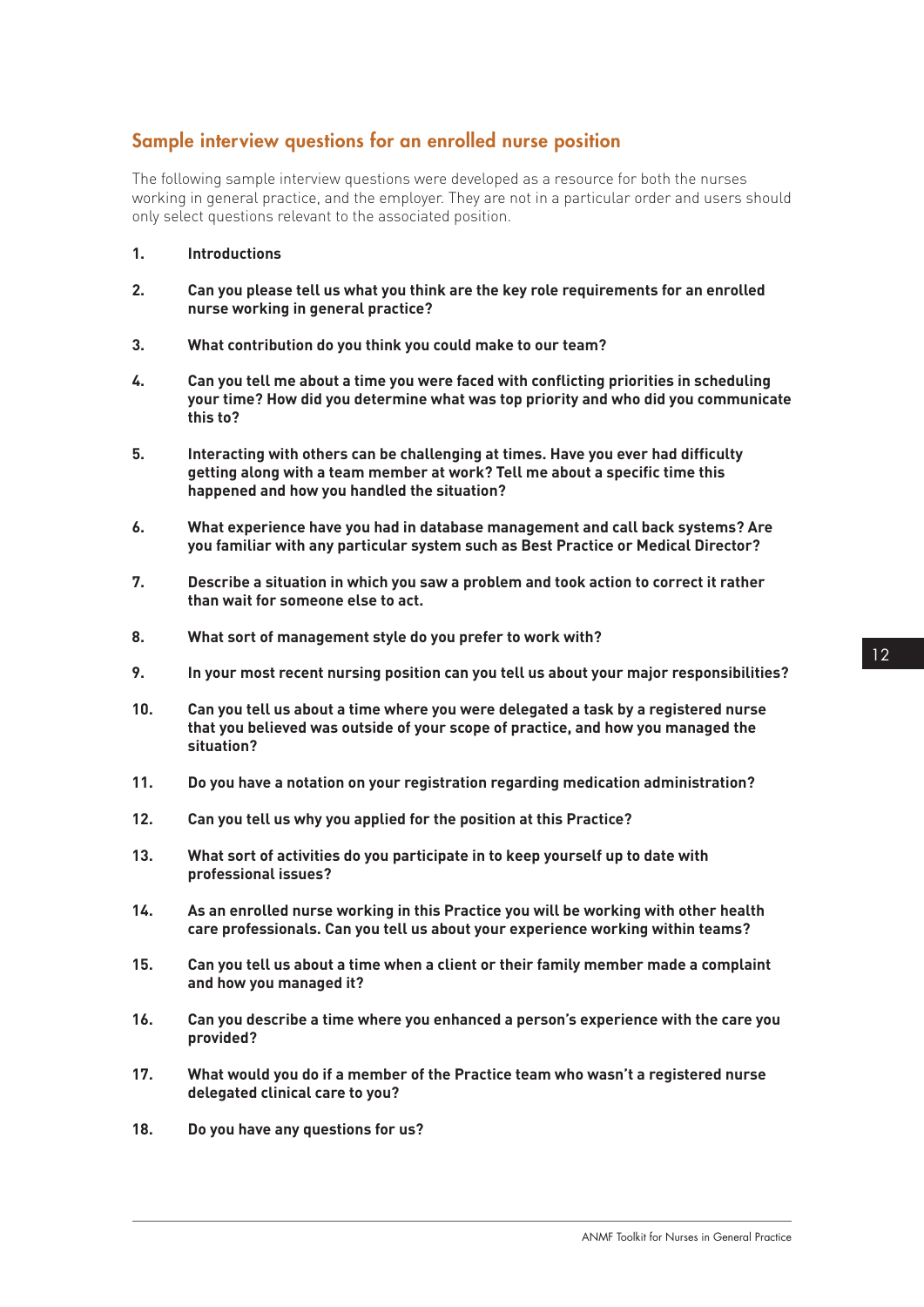## Sample interview questions for an enrolled nurse position

The following sample interview questions were developed as a resource for both the nurses working in general practice, and the employer. They are not in a particular order and users should only select questions relevant to the associated position.

1. **Introductions**
2. **Can you please tell us what you think are the key role requirements for an enrolled nurse working in general practice?**
3. **What contribution do you think you could make to our team?**
4. **Can you tell me about a time you were faced with conflicting priorities in scheduling your time? How did you determine what was top priority and who did you communicate this to?**
5. **Interacting with others can be challenging at times. Have you ever had difficulty getting along with a team member at work? Tell me about a specific time this happened and how you handled the situation?**
6. **What experience have you had in database management and call back systems? Are you familiar with any particular system such as Best Practice or Medical Director?**
7. **Describe a situation in which you saw a problem and took action to correct it rather than wait for someone else to act.**
8. **What sort of management style do you prefer to work with?**
9. **In your most recent nursing position can you tell us about your major responsibilities?**
10. **Can you tell us about a time where you were delegated a task by a registered nurse that you believed was outside of your scope of practice, and how you managed the situation?**
11. **Do you have a notation on your registration regarding medication administration?**
12. **Can you tell us why you applied for the position at this Practice?**
13. **What sort of activities do you participate in to keep yourself up to date with professional issues?**
14. **As an enrolled nurse working in this Practice you will be working with other health care professionals. Can you tell us about your experience working within teams?**
15. **Can you tell us about a time when a client or their family member made a complaint and how you managed it?**
16. **Can you describe a time where you enhanced a person's experience with the care you provided?**
17. **What would you do if a member of the Practice team who wasn't a registered nurse delegated clinical care to you?**
18. **Do you have any questions for us?**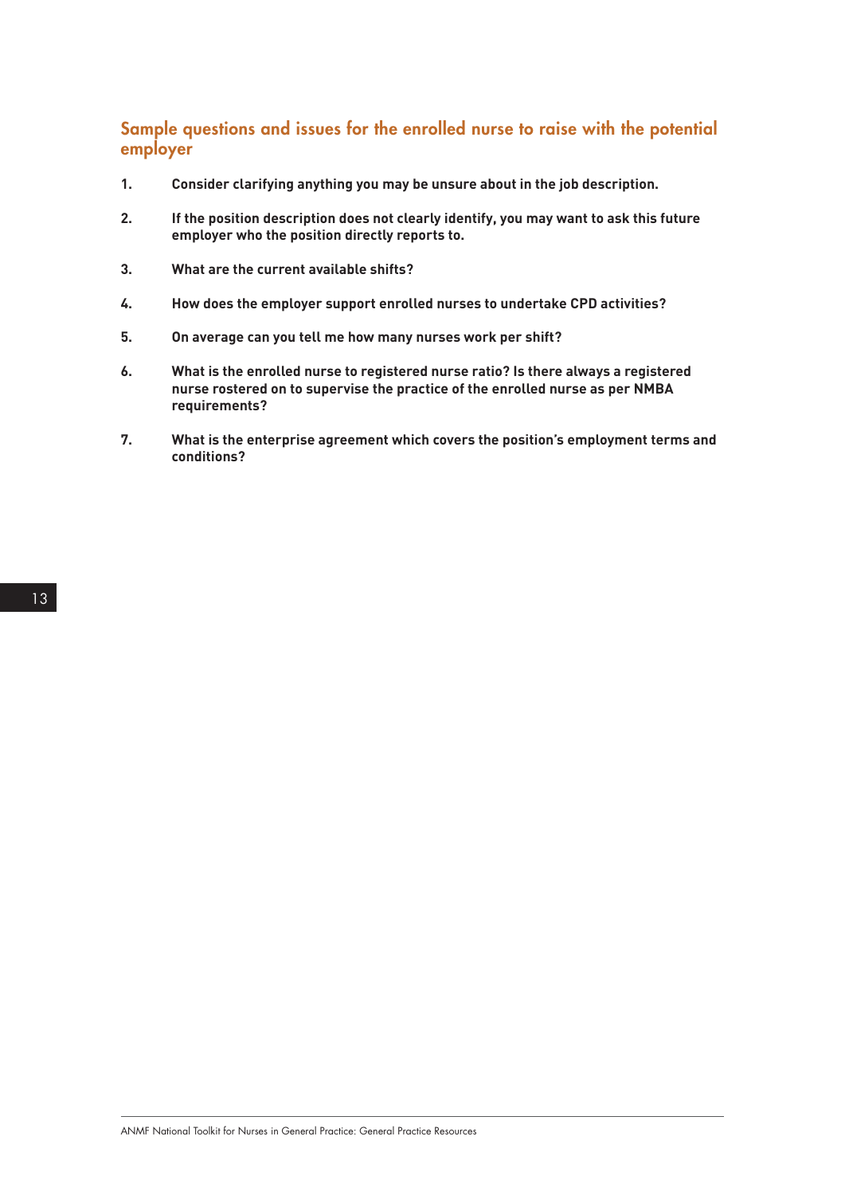## Sample questions and issues for the enrolled nurse to raise with the potential employer

1. **Consider clarifying anything you may be unsure about in the job description.**

2. **If the position description does not clearly identify, you may want to ask this future employer who the position directly reports to.**

3. **What are the current available shifts?**

4. **How does the employer support enrolled nurses to undertake CPD activities?**

5. **On average can you tell me how many nurses work per shift?**

6. **What is the enrolled nurse to registered nurse ratio? Is there always a registered nurse rostered on to supervise the practice of the enrolled nurse as per NMBA requirements?**

7. **What is the enterprise agreement which covers the position's employment terms and conditions?**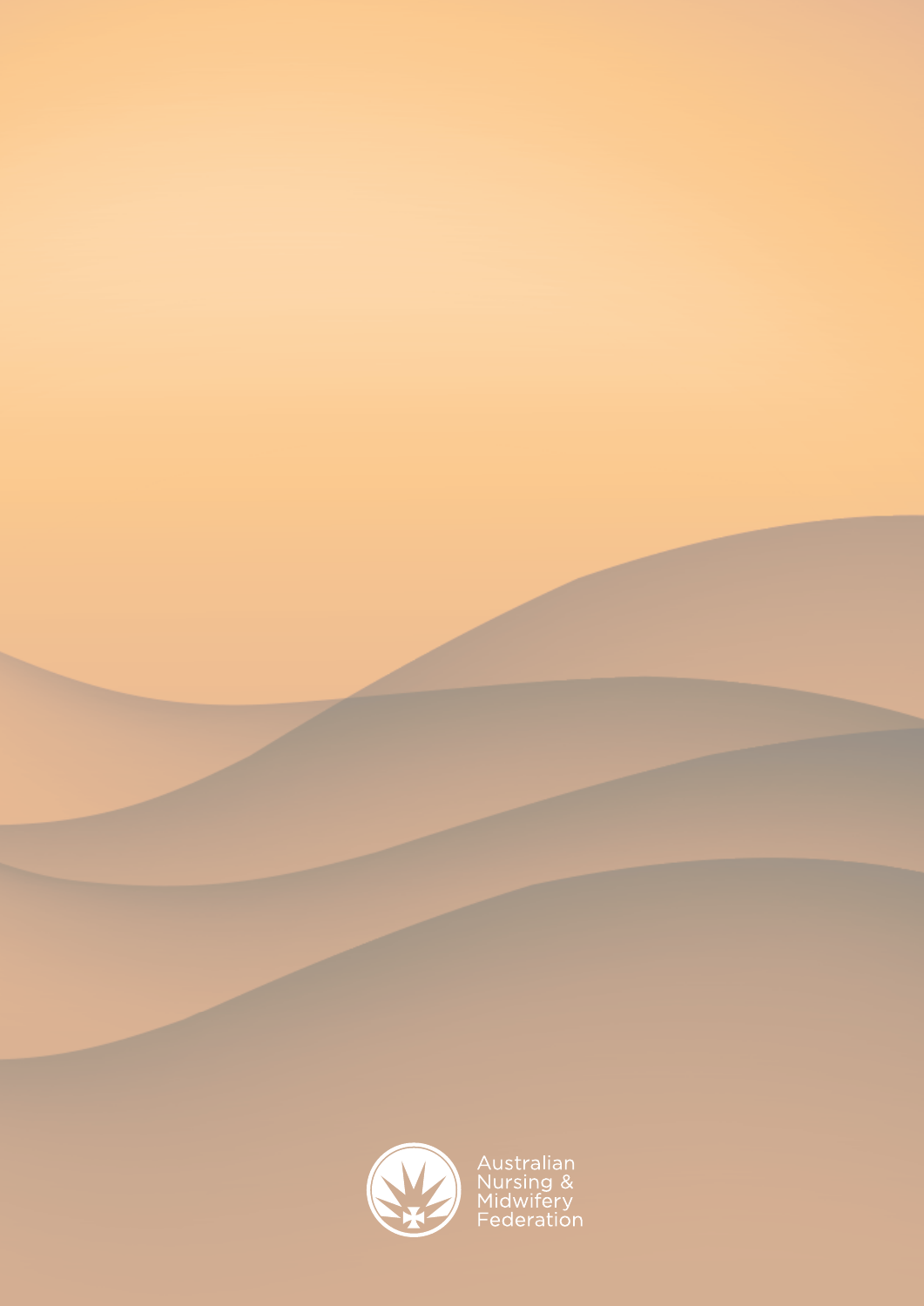Australian Nursing & Midwifery Federation